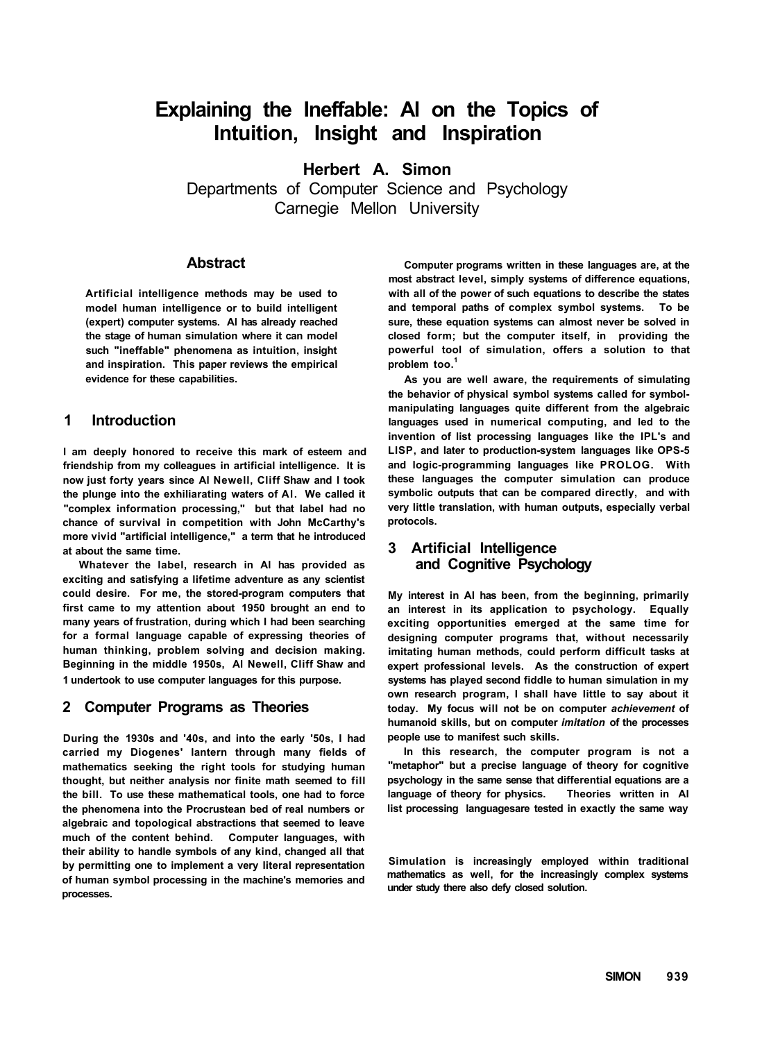# Explaining the Ineffable: AI on the Topics of Intuition, Insight and Inspiration

**Herbert A. Simon**

Departments of Computer Science and Psychology
Carnegie Mellon University

## Abstract

Artificial intelligence methods may be used to model human intelligence or to build intelligent (expert) computer systems. AI has already reached the stage of human simulation where it can model such "ineffable" phenomena as intuition, insight and inspiration. This paper reviews the empirical evidence for these capabilities.

## 1 Introduction

I am deeply honored to receive this mark of esteem and friendship from my colleagues in artificial intelligence. It is now just forty years since Al Newell, Cliff Shaw and I took the plunge into the exhiliarating waters of AI. We called it "complex information processing," but that label had no chance of survival in competition with John McCarthy's more vivid "artificial intelligence," a term that he introduced at about the same time.

Whatever the label, research in AI has provided as exciting and satisfying a lifetime adventure as any scientist could desire. For me, the stored-program computers that first came to my attention about 1950 brought an end to many years of frustration, during which I had been searching for a formal language capable of expressing theories of human thinking, problem solving and decision making. Beginning in the middle 1950s, Al Newell, Cliff Shaw and 1 undertook to use computer languages for this purpose.

## 2 Computer Programs as Theories

During the 1930s and '40s, and into the early '50s, I had carried my Diogenes' lantern through many fields of mathematics seeking the right tools for studying human thought, but neither analysis nor finite math seemed to fill the bill. To use these mathematical tools, one had to force the phenomena into the Procrustean bed of real numbers or algebraic and topological abstractions that seemed to leave much of the content behind. Computer languages, with their ability to handle symbols of any kind, changed all that by permitting one to implement a very literal representation of human symbol processing in the machine's memories and processes.

Computer programs written in these languages are, at the most abstract level, simply systems of difference equations, with all of the power of such equations to describe the states and temporal paths of complex symbol systems. To be sure, these equation systems can almost never be solved in closed form; but the computer itself, in providing the powerful tool of simulation, offers a solution to that problem too.[1]

As you are well aware, the requirements of simulating the behavior of physical symbol systems called for symbol-manipulating languages quite different from the algebraic languages used in numerical computing, and led to the invention of list processing languages like the IPL's and LISP, and later to production-system languages like OPS-5 and logic-programming languages like PROLOG. With these languages the computer simulation can produce symbolic outputs that can be compared directly, and with very little translation, with human outputs, especially verbal protocols.

## 3 Artificial Intelligence and Cognitive Psychology

My interest in AI has been, from the beginning, primarily an interest in its application to psychology. Equally exciting opportunities emerged at the same time for designing computer programs that, without necessarily imitating human methods, could perform difficult tasks at expert professional levels. As the construction of expert systems has played second fiddle to human simulation in my own research program, I shall have little to say about it today. My focus will not be on computer *achievement* of humanoid skills, but on computer *imitation* of the processes people use to manifest such skills.

In this research, the computer program is not a "metaphor" but a precise language of theory for cognitive psychology in the same sense that differential equations are a language of theory for physics. Theories written in AI list processing languagesare tested in exactly the same way

[1] Simulation is increasingly employed within traditional mathematics as well, for the increasingly complex systems under study there also defy closed solution.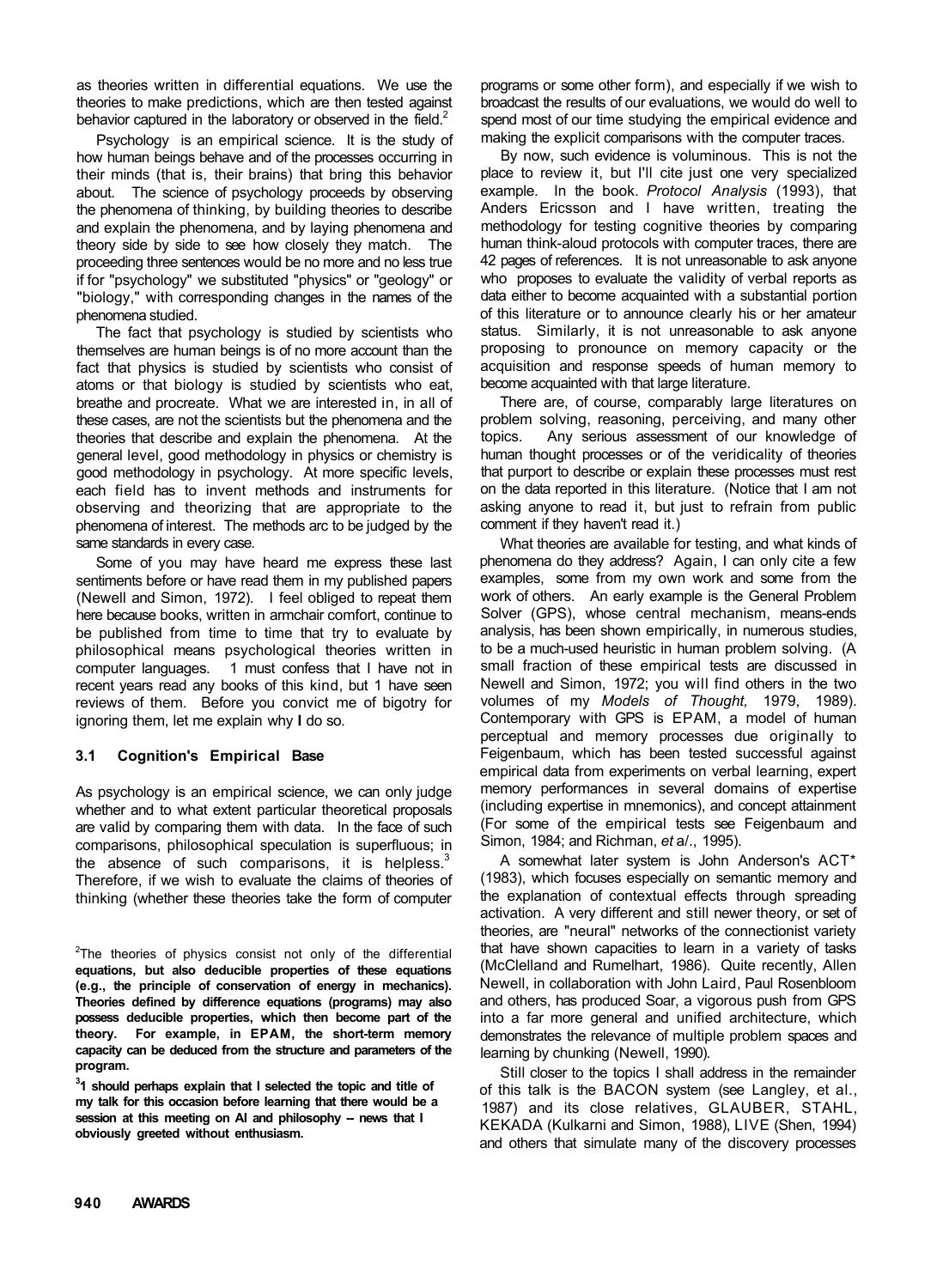as theories written in differential equations. We use the theories to make predictions, which are then tested against behavior captured in the laboratory or observed in the field.[2]

Psychology is an empirical science. It is the study of how human beings behave and of the processes occurring in their minds (that is, their brains) that bring this behavior about. The science of psychology proceeds by observing the phenomena of thinking, by building theories to describe and explain the phenomena, and by laying phenomena and theory side by side to see how closely they match. The proceeding three sentences would be no more and no less true if for "psychology" we substituted "physics" or "geology" or "biology," with corresponding changes in the names of the phenomena studied.

The fact that psychology is studied by scientists who themselves are human beings is of no more account than the fact that physics is studied by scientists who consist of atoms or that biology is studied by scientists who eat, breathe and procreate. What we are interested in, in all of these cases, are not the scientists but the phenomena and the theories that describe and explain the phenomena. At the general level, good methodology in physics or chemistry is good methodology in psychology. At more specific levels, each field has to invent methods and instruments for observing and theorizing that are appropriate to the phenomena of interest. The methods arc to be judged by the same standards in every case.

Some of you may have heard me express these last sentiments before or have read them in my published papers (Newell and Simon, 1972). I feel obliged to repeat them here because books, written in armchair comfort, continue to be published from time to time that try to evaluate by philosophical means psychological theories written in computer languages. 1 must confess that I have not in recent years read any books of this kind, but 1 have seen reviews of them. Before you convict me of bigotry for ignoring them, let me explain why I do so.

### 3.1 Cognition's Empirical Base

As psychology is an empirical science, we can only judge whether and to what extent particular theoretical proposals are valid by comparing them with data. In the face of such comparisons, philosophical speculation is superfluous; in the absence of such comparisons, it is helpless.[3] Therefore, if we wish to evaluate the claims of theories of thinking (whether these theories take the form of computer programs or some other form), and especially if we wish to broadcast the results of our evaluations, we would do well to spend most of our time studying the empirical evidence and making the explicit comparisons with the computer traces.

By now, such evidence is voluminous. This is not the place to review it, but I'll cite just one very specialized example. In the book. *Protocol Analysis* (1993), that Anders Ericsson and I have written, treating the methodology for testing cognitive theories by comparing human think-aloud protocols with computer traces, there are 42 pages of references. It is not unreasonable to ask anyone who proposes to evaluate the validity of verbal reports as data either to become acquainted with a substantial portion of this literature or to announce clearly his or her amateur status. Similarly, it is not unreasonable to ask anyone proposing to pronounce on memory capacity or the acquisition and response speeds of human memory to become acquainted with that large literature.

There are, of course, comparably large literatures on problem solving, reasoning, perceiving, and many other topics. Any serious assessment of our knowledge of human thought processes or of the veridicality of theories that purport to describe or explain these processes must rest on the data reported in this literature. (Notice that I am not asking anyone to read it, but just to refrain from public comment if they haven't read it.)

What theories are available for testing, and what kinds of phenomena do they address? Again, I can only cite a few examples, some from my own work and some from the work of others. An early example is the General Problem Solver (GPS), whose central mechanism, means-ends analysis, has been shown empirically, in numerous studies, to be a much-used heuristic in human problem solving. (A small fraction of these empirical tests are discussed in Newell and Simon, 1972; you will find others in the two volumes of my *Models of Thought,* 1979, 1989). Contemporary with GPS is EPAM, a model of human perceptual and memory processes due originally to Feigenbaum, which has been tested successful against empirical data from experiments on verbal learning, expert memory performances in several domains of expertise (including expertise in mnemonics), and concept attainment (For some of the empirical tests see Feigenbaum and Simon, 1984; and Richman, *et* a/., 1995).

A somewhat later system is John Anderson's ACT* (1983), which focuses especially on semantic memory and the explanation of contextual effects through spreading activation. A very different and still newer theory, or set of theories, are "neural" networks of the connectionist variety that have shown capacities to learn in a variety of tasks (McClelland and Rumelhart, 1986). Quite recently, Allen Newell, in collaboration with John Laird, Paul Rosenbloom and others, has produced Soar, a vigorous push from GPS into a far more general and unified architecture, which demonstrates the relevance of multiple problem spaces and learning by chunking (Newell, 1990).

Still closer to the topics I shall address in the remainder of this talk is the BACON system (see Langley, et al., 1987) and its close relatives, GLAUBER, STAHL, KEKADA (Kulkarni and Simon, 1988), LIVE (Shen, 1994) and others that simulate many of the discovery processes

[2]The theories of physics consist not only of the differential equations, but also deducible properties of these equations (e.g., the principle of conservation of energy in mechanics). Theories defined by difference equations (programs) may also possess deducible properties, which then become part of the theory. For example, in EPAM, the short-term memory capacity can be deduced from the structure and parameters of the program.

[3]1 should perhaps explain that I selected the topic and title of my talk for this occasion before learning that there would be a session at this meeting on AI and philosophy -- news that I obviously greeted without enthusiasm.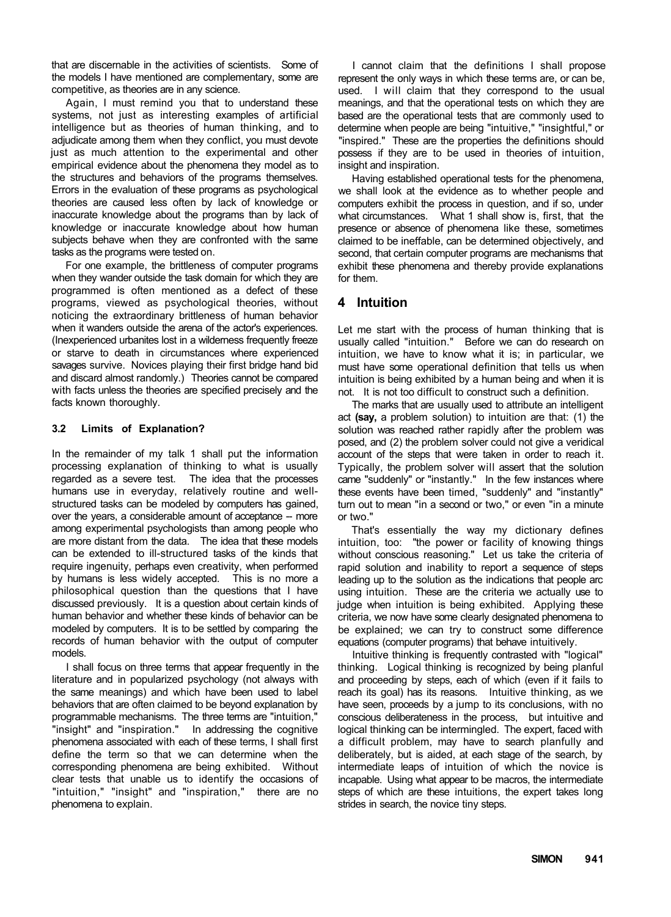that are discernable in the activities of scientists. Some of the models I have mentioned are complementary, some are competitive, as theories are in any science.

Again, I must remind you that to understand these systems, not just as interesting examples of artificial intelligence but as theories of human thinking, and to adjudicate among them when they conflict, you must devote just as much attention to the experimental and other empirical evidence about the phenomena they model as to the structures and behaviors of the programs themselves. Errors in the evaluation of these programs as psychological theories are caused less often by lack of knowledge or inaccurate knowledge about the programs than by lack of knowledge or inaccurate knowledge about how human subjects behave when they are confronted with the same tasks as the programs were tested on.

For one example, the brittleness of computer programs when they wander outside the task domain for which they are programmed is often mentioned as a defect of these programs, viewed as psychological theories, without noticing the extraordinary brittleness of human behavior when it wanders outside the arena of the actor's experiences. (Inexperienced urbanites lost in a wilderness frequently freeze or starve to death in circumstances where experienced savages survive. Novices playing their first bridge hand bid and discard almost randomly.) Theories cannot be compared with facts unless the theories are specified precisely and the facts known thoroughly.

### 3.2 Limits of Explanation?

In the remainder of my talk 1 shall put the information processing explanation of thinking to what is usually regarded as a severe test. The idea that the processes humans use in everyday, relatively routine and well-structured tasks can be modeled by computers has gained, over the years, a considerable amount of acceptance -- more among experimental psychologists than among people who are more distant from the data. The idea that these models can be extended to ill-structured tasks of the kinds that require ingenuity, perhaps even creativity, when performed by humans is less widely accepted. This is no more a philosophical question than the questions that I have discussed previously. It is a question about certain kinds of human behavior and whether these kinds of behavior can be modeled by computers. It is to be settled by comparing the records of human behavior with the output of computer models.

I shall focus on three terms that appear frequently in the literature and in popularized psychology (not always with the same meanings) and which have been used to label behaviors that are often claimed to be beyond explanation by programmable mechanisms. The three terms are "intuition," "insight" and "inspiration." In addressing the cognitive phenomena associated with each of these terms, I shall first define the term so that we can determine when the corresponding phenomena are being exhibited. Without clear tests that unable us to identify the occasions of "intuition," "insight" and "inspiration," there are no phenomena to explain.

I cannot claim that the definitions I shall propose represent the only ways in which these terms are, or can be, used. I will claim that they correspond to the usual meanings, and that the operational tests on which they are based are the operational tests that are commonly used to determine when people are being "intuitive," "insightful," or "inspired." These are the properties the definitions should possess if they are to be used in theories of intuition, insight and inspiration.

Having established operational tests for the phenomena, we shall look at the evidence as to whether people and computers exhibit the process in question, and if so, under what circumstances. What 1 shall show is, first, that the presence or absence of phenomena like these, sometimes claimed to be ineffable, can be determined objectively, and second, that certain computer programs are mechanisms that exhibit these phenomena and thereby provide explanations for them.

## 4 Intuition

Let me start with the process of human thinking that is usually called "intuition." Before we can do research on intuition, we have to know what it is; in particular, we must have some operational definition that tells us when intuition is being exhibited by a human being and when it is not. It is not too difficult to construct such a definition.

The marks that are usually used to attribute an intelligent act **(say,** a problem solution) to intuition are that: (1) the solution was reached rather rapidly after the problem was posed, and (2) the problem solver could not give a veridical account of the steps that were taken in order to reach it. Typically, the problem solver will assert that the solution came "suddenly" or "instantly." In the few instances where these events have been timed, "suddenly" and "instantly" turn out to mean "in a second or two," or even "in a minute or two."

That's essentially the way my dictionary defines intuition, too: "the power or facility of knowing things without conscious reasoning." Let us take the criteria of rapid solution and inability to report a sequence of steps leading up to the solution as the indications that people arc using intuition. These are the criteria we actually use to judge when intuition is being exhibited. Applying these criteria, we now have some clearly designated phenomena to be explained; we can try to construct some difference equations (computer programs) that behave intuitively.

Intuitive thinking is frequently contrasted with "logical" thinking. Logical thinking is recognized by being planful and proceeding by steps, each of which (even if it fails to reach its goal) has its reasons. Intuitive thinking, as we have seen, proceeds by a jump to its conclusions, with no conscious deliberateness in the process, but intuitive and logical thinking can be intermingled. The expert, faced with a difficult problem, may have to search planfully and deliberately, but is aided, at each stage of the search, by intermediate leaps of intuition of which the novice is incapable. Using what appear to be macros, the intermediate steps of which are these intuitions, the expert takes long strides in search, the novice tiny steps.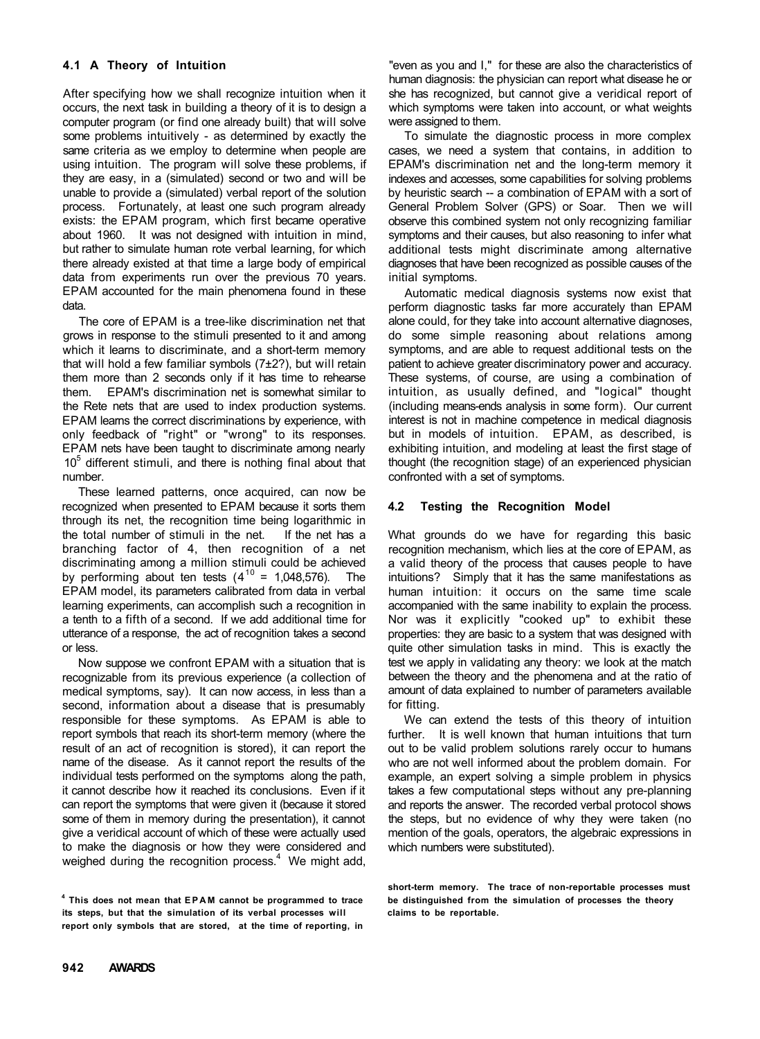### 4.1 A Theory of Intuition

After specifying how we shall recognize intuition when it occurs, the next task in building a theory of it is to design a computer program (or find one already built) that will solve some problems intuitively - as determined by exactly the same criteria as we employ to determine when people are using intuition. The program will solve these problems, if they are easy, in a (simulated) second or two and will be unable to provide a (simulated) verbal report of the solution process. Fortunately, at least one such program already exists: the EPAM program, which first became operative about 1960. It was not designed with intuition in mind, but rather to simulate human rote verbal learning, for which there already existed at that time a large body of empirical data from experiments run over the previous 70 years. EPAM accounted for the main phenomena found in these data.

The core of EPAM is a tree-like discrimination net that grows in response to the stimuli presented to it and among which it learns to discriminate, and a short-term memory that will hold a few familiar symbols (7±2?), but will retain them more than 2 seconds only if it has time to rehearse them. EPAM's discrimination net is somewhat similar to the Rete nets that are used to index production systems. EPAM learns the correct discriminations by experience, with only feedback of "right" or "wrong" to its responses. EPAM nets have been taught to discriminate among nearly $10^5$ different stimuli, and there is nothing final about that number.

These learned patterns, once acquired, can now be recognized when presented to EPAM because it sorts them through its net, the recognition time being logarithmic in the total number of stimuli in the net. If the net has a branching factor of 4, then recognition of a net discriminating among a million stimuli could be achieved by performing about ten tests ($4^{10}$ = 1,048,576). The EPAM model, its parameters calibrated from data in verbal learning experiments, can accomplish such a recognition in a tenth to a fifth of a second. If we add additional time for utterance of a response, the act of recognition takes a second or less.

Now suppose we confront EPAM with a situation that is recognizable from its previous experience (a collection of medical symptoms, say). It can now access, in less than a second, information about a disease that is presumably responsible for these symptoms. As EPAM is able to report symbols that reach its short-term memory (where the result of an act of recognition is stored), it can report the name of the disease. As it cannot report the results of the individual tests performed on the symptoms along the path, it cannot describe how it reached its conclusions. Even if it can report the symptoms that were given it (because it stored some of them in memory during the presentation), it cannot give a veridical account of which of these were actually used to make the diagnosis or how they were considered and weighed during the recognition process.[4] We might add, "even as you and I," for these are also the characteristics of human diagnosis: the physician can report what disease he or she has recognized, but cannot give a veridical report of which symptoms were taken into account, or what weights were assigned to them.

To simulate the diagnostic process in more complex cases, we need a system that contains, in addition to EPAM's discrimination net and the long-term memory it indexes and accesses, some capabilities for solving problems by heuristic search -- a combination of EPAM with a sort of General Problem Solver (GPS) or Soar. Then we will observe this combined system not only recognizing familiar symptoms and their causes, but also reasoning to infer what additional tests might discriminate among alternative diagnoses that have been recognized as possible causes of the initial symptoms.

Automatic medical diagnosis systems now exist that perform diagnostic tasks far more accurately than EPAM alone could, for they take into account alternative diagnoses, do some simple reasoning about relations among symptoms, and are able to request additional tests on the patient to achieve greater discriminatory power and accuracy. These systems, of course, are using a combination of intuition, as usually defined, and "logical" thought (including means-ends analysis in some form). Our current interest is not in machine competence in medical diagnosis but in models of intuition. EPAM, as described, is exhibiting intuition, and modeling at least the first stage of thought (the recognition stage) of an experienced physician confronted with a set of symptoms.

### 4.2 Testing the Recognition Model

What grounds do we have for regarding this basic recognition mechanism, which lies at the core of EPAM, as a valid theory of the process that causes people to have intuitions? Simply that it has the same manifestations as human intuition: it occurs on the same time scale accompanied with the same inability to explain the process. Nor was it explicitly "cooked up" to exhibit these properties: they are basic to a system that was designed with quite other simulation tasks in mind. This is exactly the test we apply in validating any theory: we look at the match between the theory and the phenomena and at the ratio of amount of data explained to number of parameters available for fitting.

We can extend the tests of this theory of intuition further. It is well known that human intuitions that turn out to be valid problem solutions rarely occur to humans who are not well informed about the problem domain. For example, an expert solving a simple problem in physics takes a few computational steps without any pre-planning and reports the answer. The recorded verbal protocol shows the steps, but no evidence of why they were taken (no mention of the goals, operators, the algebraic expressions in which numbers were substituted).

[4] **This does not mean that EPAM cannot be programmed to trace its steps, but that the simulation of its verbal processes will report only symbols that are stored, at the time of reporting, in short-term memory. The trace of non-reportable processes must be distinguished from the simulation of processes the theory claims to be reportable.**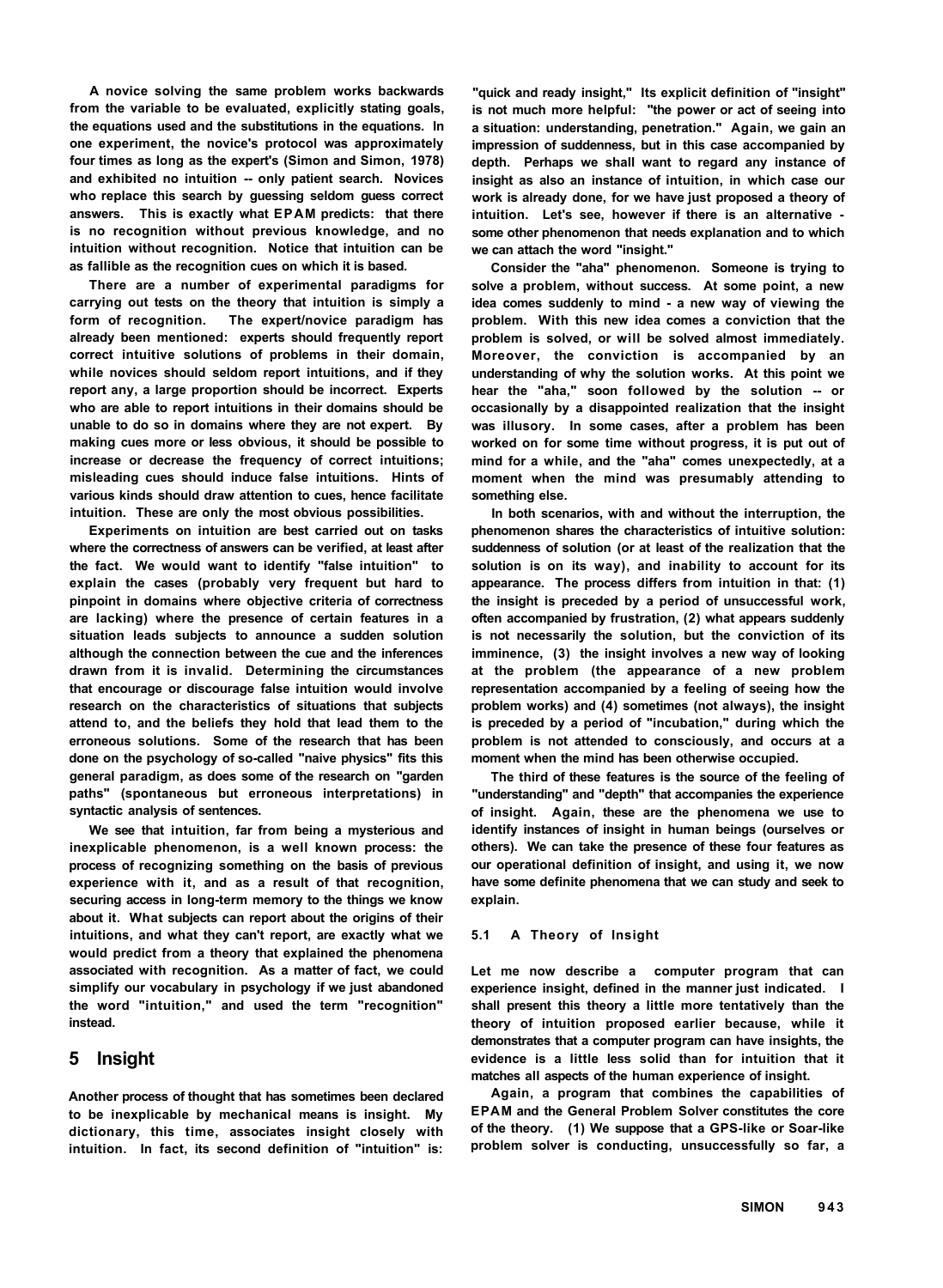A novice solving the same problem works backwards from the variable to be evaluated, explicitly stating goals, the equations used and the substitutions in the equations. In one experiment, the novice's protocol was approximately four times as long as the expert's (Simon and Simon, 1978) and exhibited no intuition -- only patient search. Novices who replace this search by guessing seldom guess correct answers. This is exactly what EPAM predicts: that there is no recognition without previous knowledge, and no intuition without recognition. Notice that intuition can be as fallible as the recognition cues on which it is based.

There are a number of experimental paradigms for carrying out tests on the theory that intuition is simply a form of recognition. The expert/novice paradigm has already been mentioned: experts should frequently report correct intuitive solutions of problems in their domain, while novices should seldom report intuitions, and if they report any, a large proportion should be incorrect. Experts who are able to report intuitions in their domains should be unable to do so in domains where they are not expert. By making cues more or less obvious, it should be possible to increase or decrease the frequency of correct intuitions; misleading cues should induce false intuitions. Hints of various kinds should draw attention to cues, hence facilitate intuition. These are only the most obvious possibilities.

Experiments on intuition are best carried out on tasks where the correctness of answers can be verified, at least after the fact. We would want to identify "false intuition" to explain the cases (probably very frequent but hard to pinpoint in domains where objective criteria of correctness are lacking) where the presence of certain features in a situation leads subjects to announce a sudden solution although the connection between the cue and the inferences drawn from it is invalid. Determining the circumstances that encourage or discourage false intuition would involve research on the characteristics of situations that subjects attend to, and the beliefs they hold that lead them to the erroneous solutions. Some of the research that has been done on the psychology of so-called "naive physics" fits this general paradigm, as does some of the research on "garden paths" (spontaneous but erroneous interpretations) in syntactic analysis of sentences.

We see that intuition, far from being a mysterious and inexplicable phenomenon, is a well known process: the process of recognizing something on the basis of previous experience with it, and as a result of that recognition, securing access in long-term memory to the things we know about it. What subjects can report about the origins of their intuitions, and what they can't report, are exactly what we would predict from a theory that explained the phenomena associated with recognition. As a matter of fact, we could simplify our vocabulary in psychology if we just abandoned the word "intuition," and used the term "recognition" instead.

## 5 Insight

Another process of thought that has sometimes been declared to be inexplicable by mechanical means is insight. My dictionary, this time, associates insight closely with intuition. In fact, its second definition of "intuition" is: "quick and ready insight," Its explicit definition of "insight" is not much more helpful: "the power or act of seeing into a situation: understanding, penetration." Again, we gain an impression of suddenness, but in this case accompanied by depth. Perhaps we shall want to regard any instance of insight as also an instance of intuition, in which case our work is already done, for we have just proposed a theory of intuition. Let's see, however if there is an alternative - some other phenomenon that needs explanation and to which we can attach the word "insight."

Consider the "aha" phenomenon. Someone is trying to solve a problem, without success. At some point, a new idea comes suddenly to mind - a new way of viewing the problem. With this new idea comes a conviction that the problem is solved, or will be solved almost immediately. Moreover, the conviction is accompanied by an understanding of why the solution works. At this point we hear the "aha," soon followed by the solution -- or occasionally by a disappointed realization that the insight was illusory. In some cases, after a problem has been worked on for some time without progress, it is put out of mind for a while, and the "aha" comes unexpectedly, at a moment when the mind was presumably attending to something else.

In both scenarios, with and without the interruption, the phenomenon shares the characteristics of intuitive solution: suddenness of solution (or at least of the realization that the solution is on its way), and inability to account for its appearance. The process differs from intuition in that: (1) the insight is preceded by a period of unsuccessful work, often accompanied by frustration, (2) what appears suddenly is not necessarily the solution, but the conviction of its imminence, (3) the insight involves a new way of looking at the problem (the appearance of a new problem representation accompanied by a feeling of seeing how the problem works) and (4) sometimes (not always), the insight is preceded by a period of "incubation," during which the problem is not attended to consciously, and occurs at a moment when the mind has been otherwise occupied.

The third of these features is the source of the feeling of "understanding" and "depth" that accompanies the experience of insight. Again, these are the phenomena we use to identify instances of insight in human beings (ourselves or others). We can take the presence of these four features as our operational definition of insight, and using it, we now have some definite phenomena that we can study and seek to explain.

### 5.1 A Theory of Insight

Let me now describe a computer program that can experience insight, defined in the manner just indicated. I shall present this theory a little more tentatively than the theory of intuition proposed earlier because, while it demonstrates that a computer program can have insights, the evidence is a little less solid than for intuition that it matches all aspects of the human experience of insight.

Again, a program that combines the capabilities of EPAM and the General Problem Solver constitutes the core of the theory. (1) We suppose that a GPS-like or Soar-like problem solver is conducting, unsuccessfully so far, a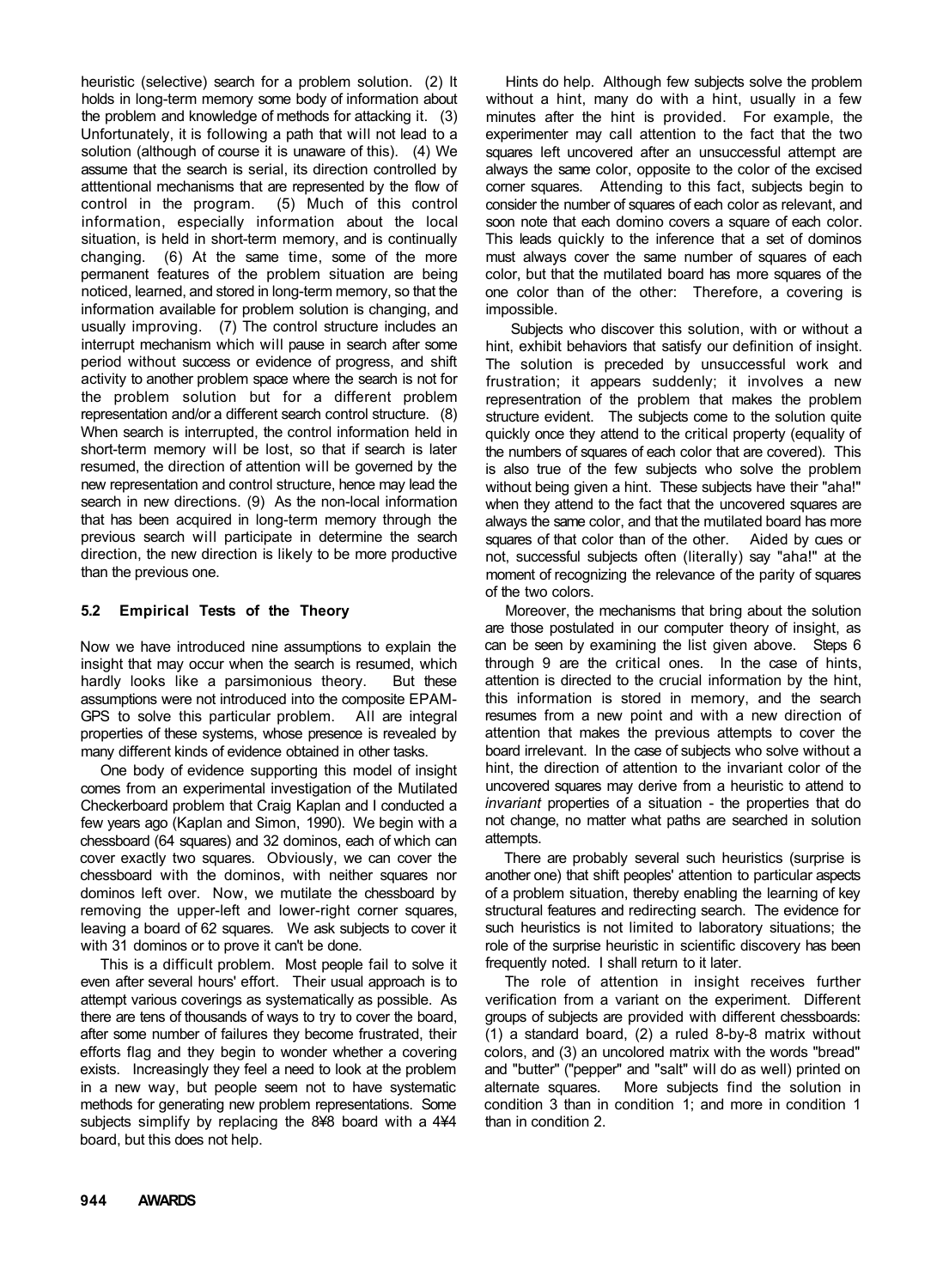heuristic (selective) search for a problem solution. (2) It holds in long-term memory some body of information about the problem and knowledge of methods for attacking it. (3) Unfortunately, it is following a path that will not lead to a solution (although of course it is unaware of this). (4) We assume that the search is serial, its direction controlled by atttentional mechanisms that are represented by the flow of control in the program. (5) Much of this control information, especially information about the local situation, is held in short-term memory, and is continually changing. (6) At the same time, some of the more permanent features of the problem situation are being noticed, learned, and stored in long-term memory, so that the information available for problem solution is changing, and usually improving. (7) The control structure includes an interrupt mechanism which will pause in search after some period without success or evidence of progress, and shift activity to another problem space where the search is not for the problem solution but for a different problem representation and/or a different search control structure. (8) When search is interrupted, the control information held in short-term memory will be lost, so that if search is later resumed, the direction of attention will be governed by the new representation and control structure, hence may lead the search in new directions. (9) As the non-local information that has been acquired in long-term memory through the previous search will participate in determine the search direction, the new direction is likely to be more productive than the previous one.

### 5.2 Empirical Tests of the Theory

Now we have introduced nine assumptions to explain the insight that may occur when the search is resumed, which hardly looks like a parsimonious theory. But these assumptions were not introduced into the composite EPAM-GPS to solve this particular problem. All are integral properties of these systems, whose presence is revealed by many different kinds of evidence obtained in other tasks.

One body of evidence supporting this model of insight comes from an experimental investigation of the Mutilated Checkerboard problem that Craig Kaplan and I conducted a few years ago (Kaplan and Simon, 1990). We begin with a chessboard (64 squares) and 32 dominos, each of which can cover exactly two squares. Obviously, we can cover the chessboard with the dominos, with neither squares nor dominos left over. Now, we mutilate the chessboard by removing the upper-left and lower-right corner squares, leaving a board of 62 squares. We ask subjects to cover it with 31 dominos or to prove it can't be done.

This is a difficult problem. Most people fail to solve it even after several hours' effort. Their usual approach is to attempt various coverings as systematically as possible. As there are tens of thousands of ways to try to cover the board, after some number of failures they become frustrated, their efforts flag and they begin to wonder whether a covering exists. Increasingly they feel a need to look at the problem in a new way, but people seem not to have systematic methods for generating new problem representations. Some subjects simplify by replacing the 8¥8 board with a 4¥4 board, but this does not help.

Hints do help. Although few subjects solve the problem without a hint, many do with a hint, usually in a few minutes after the hint is provided. For example, the experimenter may call attention to the fact that the two squares left uncovered after an unsuccessful attempt are always the same color, opposite to the color of the excised corner squares. Attending to this fact, subjects begin to consider the number of squares of each color as relevant, and soon note that each domino covers a square of each color. This leads quickly to the inference that a set of dominos must always cover the same number of squares of each color, but that the mutilated board has more squares of the one color than of the other: Therefore, a covering is impossible.

Subjects who discover this solution, with or without a hint, exhibit behaviors that satisfy our definition of insight. The solution is preceded by unsuccessful work and frustration; it appears suddenly; it involves a new representration of the problem that makes the problem structure evident. The subjects come to the solution quite quickly once they attend to the critical property (equality of the numbers of squares of each color that are covered). This is also true of the few subjects who solve the problem without being given a hint. These subjects have their "aha!" when they attend to the fact that the uncovered squares are always the same color, and that the mutilated board has more squares of that color than of the other. Aided by cues or not, successful subjects often (literally) say "aha!" at the moment of recognizing the relevance of the parity of squares of the two colors.

Moreover, the mechanisms that bring about the solution are those postulated in our computer theory of insight, as can be seen by examining the list given above. Steps 6 through 9 are the critical ones. In the case of hints, attention is directed to the crucial information by the hint, this information is stored in memory, and the search resumes from a new point and with a new direction of attention that makes the previous attempts to cover the board irrelevant. In the case of subjects who solve without a hint, the direction of attention to the invariant color of the uncovered squares may derive from a heuristic to attend to *invariant* properties of a situation - the properties that do not change, no matter what paths are searched in solution attempts.

There are probably several such heuristics (surprise is another one) that shift peoples' attention to particular aspects of a problem situation, thereby enabling the learning of key structural features and redirecting search. The evidence for such heuristics is not limited to laboratory situations; the role of the surprise heuristic in scientific discovery has been frequently noted. I shall return to it later.

The role of attention in insight receives further verification from a variant on the experiment. Different groups of subjects are provided with different chessboards: (1) a standard board, (2) a ruled 8-by-8 matrix without colors, and (3) an uncolored matrix with the words "bread" and "butter" ("pepper" and "salt" will do as well) printed on alternate squares. More subjects find the solution in condition 3 than in condition 1; and more in condition 1 than in condition 2.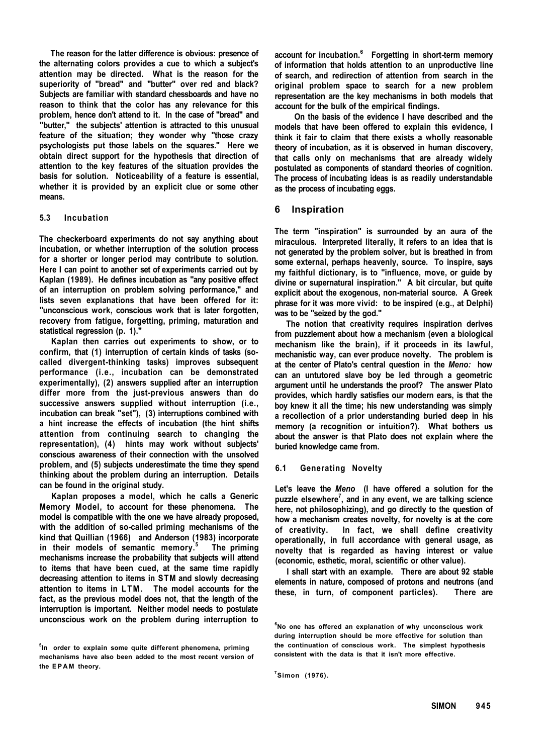The reason for the latter difference is obvious: presence of the alternating colors provides a cue to which a subject's attention may be directed. What is the reason for the superiority of "bread" and "butter" over red and black? Subjects are familiar with standard chessboards and have no reason to think that the color has any relevance for this problem, hence don't attend to it. In the case of "bread" and "butter," the subjects' attention is attracted to this unusual feature of the situation; they wonder why "those crazy psychologists put those labels on the squares." Here we obtain direct support for the hypothesis that direction of attention to the key features of the situation provides the basis for solution. Noticeability of a feature is essential, whether it is provided by an explicit clue or some other means.

### 5.3 Incubation

The checkerboard experiments do not say anything about incubation, or whether interruption of the solution process for a shorter or longer period may contribute to solution. Here I can point to another set of experiments carried out by Kaplan (1989). He defines incubation as "any positive effect of an interruption on problem solving performance," and lists seven explanations that have been offered for it: "unconscious work, conscious work that is later forgotten, recovery from fatigue, forgetting, priming, maturation and statistical regression (p. 1)."

Kaplan then carries out experiments to show, or to confirm, that (1) interruption of certain kinds of tasks (so-called divergent-thinking tasks) improves subsequent performance (i.e., incubation can be demonstrated experimentally), (2) answers supplied after an interruption differ more from the just-previous answers than do successive answers supplied without interruption (i.e., incubation can break "set"), (3) interruptions combined with a hint increase the effects of incubation (the hint shifts attention from continuing search to changing the representation), (4) hints may work without subjects' conscious awareness of their connection with the unsolved problem, and (5) subjects underestimate the time they spend thinking about the problem during an interruption. Details can be found in the original study.

Kaplan proposes a model, which he calls a Generic Memory Model, to account for these phenomena. The model is compatible with the one we have already proposed, with the addition of so-called priming mechanisms of the kind that Quillian (1966) and Anderson (1983) incorporate in their models of semantic memory.[5] The priming mechanisms increase the probability that subjects will attend to items that have been cued, at the same time rapidly decreasing attention to items in STM and slowly decreasing attention to items in LTM. The model accounts for the fact, as the previous model does not, that the length of the interruption is important. Neither model needs to postulate unconscious work on the problem during interruption to account for incubation.[6] Forgetting in short-term memory of information that holds attention to an unproductive line of search, and redirection of attention from search in the original problem space to search for a new problem representation are the key mechanisms in both models that account for the bulk of the empirical findings.

On the basis of the evidence I have described and the models that have been offered to explain this evidence, I think it fair to claim that there exists a wholly reasonable theory of incubation, as it is observed in human discovery, that calls only on mechanisms that are already widely postulated as components of standard theories of cognition. The process of incubating ideas is as readily understandable as the process of incubating eggs.

## 6 Inspiration

The term "inspiration" is surrounded by an aura of the miraculous. Interpreted literally, it refers to an idea that is not generated by the problem solver, but is breathed in from some external, perhaps heavenly, source. To inspire, says my faithful dictionary, is to "influence, move, or guide by divine or supernatural inspiration." A bit circular, but quite explicit about the exogenous, non-material source. A Greek phrase for it was more vivid: to be inspired (e.g., at Delphi) was to be "seized by the god."

The notion that creativity requires inspiration derives from puzzlement about how a mechanism (even a biological mechanism like the brain), if it proceeds in its lawful, mechanistic way, can ever produce novelty. The problem is at the center of Plato's central question in the *Meno:* how can an untutored slave boy be led through a geometric argument until he understands the proof? The answer Plato provides, which hardly satisfies our modern ears, is that the boy knew it all the time; his new understanding was simply a recollection of a prior understanding buried deep in his memory (a recognition or intuition?). What bothers us about the answer is that Plato does not explain where the buried knowledge came from.

### 6.1 Generating Novelty

Let's leave the *Meno* (I have offered a solution for the puzzle elsewhere[7], and in any event, we are talking science here, not philosophizing), and go directly to the question of how a mechanism creates novelty, for novelty is at the core of creativity. In fact, we shall define creativity operationally, in full accordance with general usage, as novelty that is regarded as having interest or value (economic, esthetic, moral, scientific or other value).

I shall start with an example. There are about 92 stable elements in nature, composed of protons and neutrons (and these, in turn, of component particles). There are

[5] In order to explain some quite different phenomena, priming mechanisms have also been added to the most recent version of the EPAM theory.

[6] No one has offered an explanation of why unconscious work during interruption should be more effective for solution than the continuation of conscious work. The simplest hypothesis consistent with the data is that it isn't more effective.

[7] Simon (1976).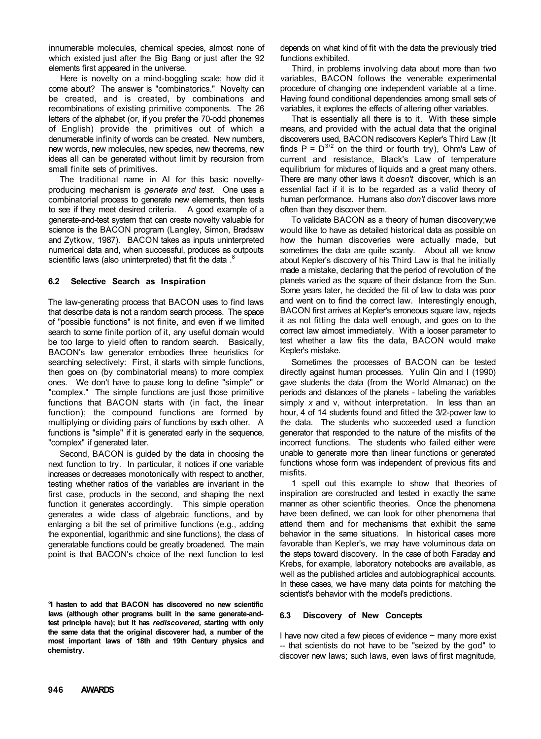innumerable molecules, chemical species, almost none of which existed just after the Big Bang or just after the 92 elements first appeared in the universe.

Here is novelty on a mind-boggling scale; how did it come about? The answer is "combinatorics." Novelty can be created, and is created, by combinations and recombinations of existing primitive components. The 26 letters of the alphabet (or, if you prefer the 70-odd phonemes of English) provide the primitives out of which a denumerable infinity of words can be created. New numbers, new words, new molecules, new species, new theorems, new ideas all can be generated without limit by recursion from small finite sets of primitives.

The traditional name in AI for this basic novelty-producing mechanism is *generate and test.* One uses a combinatorial process to generate new elements, then tests to see if they meet desired criteria. A good example of a generate-and-test system that can create novelty valuable for science is the BACON program (Langley, Simon, Bradsaw and Zytkow, 1987). BACON takes as inputs uninterpreted numerical data and, when successful, produces as outpouts scientific laws (also uninterpreted) that fit the data .[8]

### 6.2 Selective Search as Inspiration

The law-generating process that BACON uses to find laws that describe data is not a random search process. The space of "possible functions" is not finite, and even if we limited search to some finite portion of it, any useful domain would be too large to yield often to random search. Basically, BACON's law generator embodies three heuristics for searching selectively: First, it starts with simple functions, then goes on (by combinatorial means) to more complex ones. We don't have to pause long to define "simple" or "complex." The simple functions are just those primitive functions that BACON starts with (in fact, the linear function); the compound functions are formed by multiplying or dividing pairs of functions by each other. A functions is "simple" if it is generated early in the sequence, "complex" if generated later.

Second, BACON is guided by the data in choosing the next function to try. In particular, it notices if one variable increases or decreases monotonically with respect to another, testing whether ratios of the variables are invariant in the first case, products in the second, and shaping the next function it generates accordingly. This simple operation generates a wide class of algebraic functions, and by enlarging a bit the set of primitive functions (e.g., adding the exponential, logarithmic and sine functions), the class of generatable functions could be greatly broadened. The main point is that BACON's choice of the next function to test depends on what kind of fit with the data the previously tried functions exhibited.

Third, in problems involving data about more than two variables, BACON follows the venerable experimental procedure of changing one independent variable at a time. Having found conditional dependencies among small sets of variables, it explores the effects of altering other variables.

That is essentially all there is to it. With these simple means, and provided with the actual data that the original discoverers used, BACON rediscovers Kepler's Third Law (It finds $P = D^{3/2}$ on the third or fourth try), Ohm's Law of current and resistance, Black's Law of temperature equilibrium for mixtures of liquids and a great many others. There are many other laws it *doesn't* discover, which is an essential fact if it is to be regarded as a valid theory of human performance. Humans also *don't* discover laws more often than they discover them.

To validate BACON as a theory of human discovery;we would like to have as detailed historical data as possible on how the human discoveries were actually made, but sometimes the data are quite scanty. About all we know about Kepler's discovery of his Third Law is that he initially made a mistake, declaring that the period of revolution of the planets varied as the square of their distance from the Sun. Some years later, he decided the fit of law to data was poor and went on to find the correct law. Interestingly enough, BACON first arrives at Kepler's erroneous square law, rejects it as not fitting the data well enough, and goes on to the correct law almost immediately. With a looser parameter to test whether a law fits the data, BACON would make Kepler's mistake.

Sometimes the processes of BACON can be tested directly against human processes. Yulin Qin and I (1990) gave students the data (from the World Almanac) on the periods and distances of the planets - labeling the variables simply *x* and v, without interpretation. In less than an hour, 4 of 14 students found and fitted the 3/2-power law to the data. The students who succeeded used a function generator that responded to the nature of the misfits of the incorrect functions. The students who failed either were unable to generate more than linear functions or generated functions whose form was independent of previous fits and misfits.

1 spell out this example to show that theories of inspiration are constructed and tested in exactly the same manner as other scientific theories. Once the phenomena have been defined, we can look for other phenomena that attend them and for mechanisms that exhibit the same behavior in the same situations. In historical cases more favorable than Kepler's, we may have voluminous data on the steps toward discovery. In the case of both Faraday and Krebs, for example, laboratory notebooks are available, as well as the published articles and autobiographical accounts. In these cases, we have many data points for matching the scientist's behavior with the model's predictions.

### 6.3 Discovery of New Concepts

I have now cited a few pieces of evidence ~ many more exist -- that scientists do not have to be "seized by the god" to discover new laws; such laws, even laws of first magnitude,

**[8] I hasten to add that BACON has discovered no new scientific laws (although other programs built in the same generate-and-test principle have); but it has *rediscovered,* starting with only the same data that the original discoverer had, a number of the most important laws of 18th and 19th Century physics and chemistry.**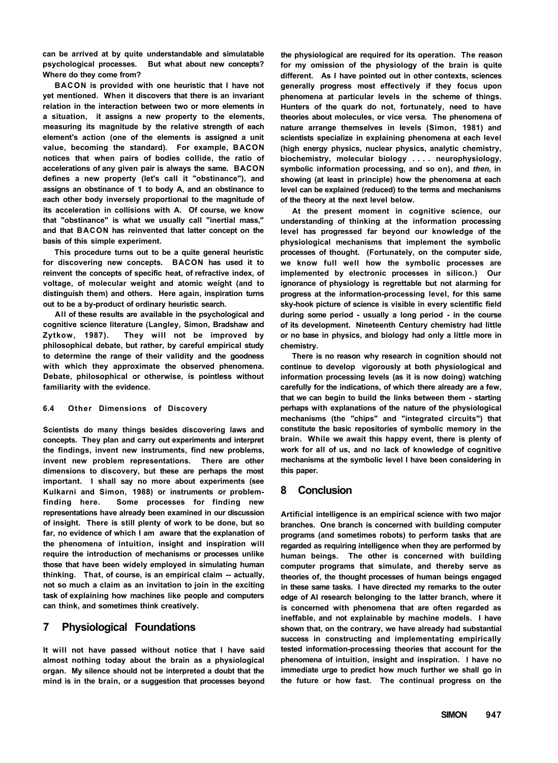can be arrived at by quite understandable and simulatable psychological processes. But what about new concepts? Where do they come from?

BACON is provided with one heuristic that I have not yet mentioned. When it discovers that there is an invariant relation in the interaction between two or more elements in a situation, it assigns a new property to the elements, measuring its magnitude by the relative strength of each element's action (one of the elements is assigned a unit value, becoming the standard). For example, BACON notices that when pairs of bodies collide, the ratio of accelerations of any given pair is always the same. BACON defines a new property (let's call it "obstinance"), and assigns an obstinance of 1 to body A, and an obstinance to each other body inversely proportional to the magnitude of its acceleration in collisions with A. Of course, we know that "obstinance" is what we usually call "inertial mass," and that BACON has reinvented that latter concept on the basis of this simple experiment.

This procedure turns out to be a quite general heuristic for discovering new concepts. BACON has used it to reinvent the concepts of specific heat, of refractive index, of voltage, of molecular weight and atomic weight (and to distinguish them) and others. Here again, inspiration turns out to be a by-product of ordinary heuristic search.

All of these results are available in the psychological and cognitive science literature (Langley, Simon, Bradshaw and Zytkow, 1987). They will not be improved by philosophical debate, but rather, by careful empirical study to determine the range of their validity and the goodness with which they approximate the observed phenomena. Debate, philosophical or otherwise, is pointless without familiarity with the evidence.

### 6.4 Other Dimensions of Discovery

Scientists do many things besides discovering laws and concepts. They plan and carry out experiments and interpret the findings, invent new instruments, find new problems, invent new problem representations. There are other dimensions to discovery, but these are perhaps the most important. I shall say no more about experiments (see Kulkarni and Simon, 1988) or instruments or problem-finding here. Some processes for finding new representations have already been examined in our discussion of insight. There is still plenty of work to be done, but so far, no evidence of which I am aware that the explanation of the phenomena of intuition, insight and inspiration will require the introduction of mechanisms or processes unlike those that have been widely employed in simulating human thinking. That, of course, is an empirical claim -- actually, not so much a claim as an invitation to join in the exciting task of explaining how machines like people and computers can think, and sometimes think creatively.

## 7 Physiological Foundations

It will not have passed without notice that I have said almost nothing today about the brain as a physiological organ. My silence should not be interpreted a doubt that the mind is in the brain, or a suggestion that processes beyond the physiological are required for its operation. The reason for my omission of the physiology of the brain is quite different. As I have pointed out in other contexts, sciences generally progress most effectively if they focus upon phenomena at particular levels in the scheme of things. Hunters of the quark do not, fortunately, need to have theories about molecules, or vice versa. The phenomena of nature arrange themselves in levels (Simon, 1981) and scientists specialize in explaining phenomena at each level (high energy physics, nuclear physics, analytic chemistry, biochemistry, molecular biology . . . . neurophysiology, symbolic information processing, and so on), and *then,* in showing (at least in principle) how the phenomena at each level can be explained (reduced) to the terms and mechanisms of the theory at the next level below.

At the present moment in cognitive science, our understanding of thinking at the information processing level has progressed far beyond our knowledge of the physiological mechanisms that implement the symbolic processes of thought. (Fortunately, on the computer side, we know full well how the symbolic processes are implemented by electronic processes in silicon.) Our ignorance of physiology is regrettable but not alarming for progress at the information-processing level, for this same sky-hook picture of science is visible in every scientific field during some period - usually a long period - in the course of its development. Nineteenth Century chemistry had little or no base in physics, and biology had only a little more in chemistry.

There is no reason why research in cognition should not continue to develop vigorously at both physiological and information processing levels (as it is now doing) watching carefully for the indications, of which there already are a few, that we can begin to build the links between them - starting perhaps with explanations of the nature of the physiological mechanisms (the "chips" and "integrated circuits") that constitute the basic repositories of symbolic memory in the brain. While we await this happy event, there is plenty of work for all of us, and no lack of knowledge of cognitive mechanisms at the symbolic level I have been considering in this paper.

## 8 Conclusion

Artificial intelligence is an empirical science with two major branches. One branch is concerned with building computer programs (and sometimes robots) to perform tasks that are regarded as requiring intelligence when they are performed by human beings. The other is concerned with building computer programs that simulate, and thereby serve as theories of, the thought processes of human beings engaged in these same tasks. I have directed my remarks to the outer edge of AI research belonging to the latter branch, where it is concerned with phenomena that are often regarded as ineffable, and not explainable by machine models. I have shown that, on the contrary, we have already had substantial success in constructing and implementating empirically tested information-processing theories that account for the phenomena of intuition, insight and inspiration. I have no immediate urge to predict how much further we shall go in the future or how fast. The continual progress on the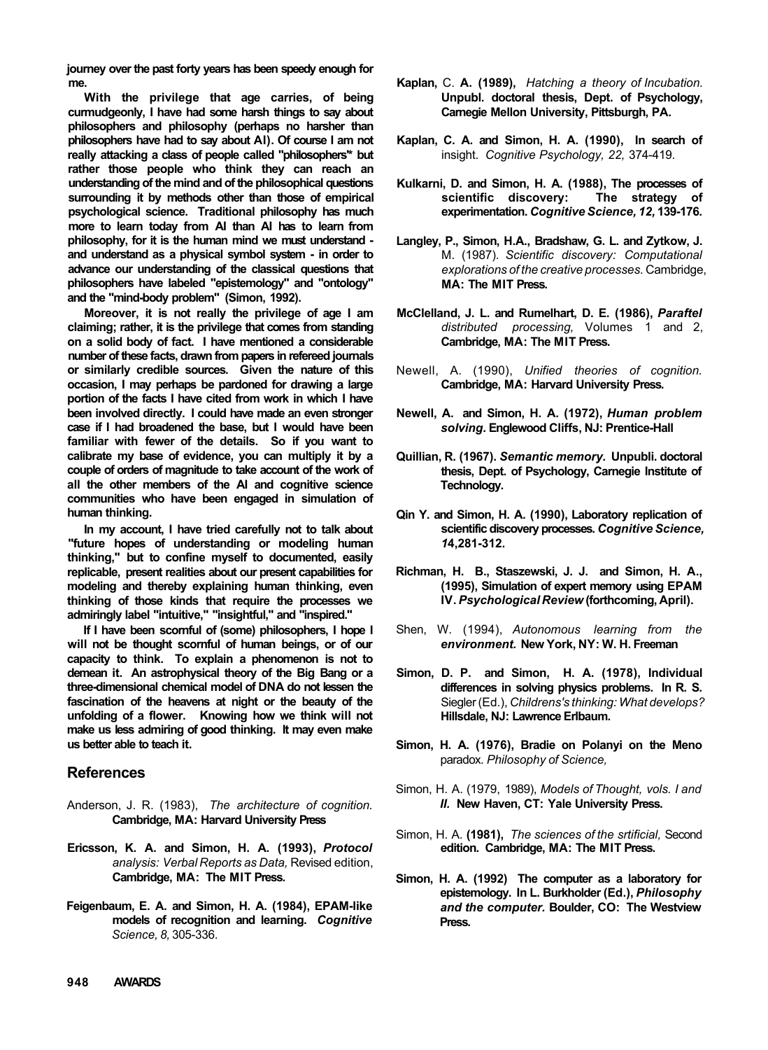journey over the past forty years has been speedy enough for me.

With the privilege that age carries, of being curmudgeonly, I have had some harsh things to say about philosophers and philosophy (perhaps no harsher than philosophers have had to say about AI). Of course I am not really attacking a class of people called "philosophers" but rather those people who think they can reach an understanding of the mind and of the philosophical questions surrounding it by methods other than those of empirical psychological science. Traditional philosophy has much more to learn today from AI than AI has to learn from philosophy, for it is the human mind we must understand - and understand as a physical symbol system - in order to advance our understanding of the classical questions that philosophers have labeled "epistemology" and "ontology" and the "mind-body problem" (Simon, 1992).

Moreover, it is not really the privilege of age I am claiming; rather, it is the privilege that comes from standing on a solid body of fact. I have mentioned a considerable number of these facts, drawn from papers in refereed journals or similarly credible sources. Given the nature of this occasion, I may perhaps be pardoned for drawing a large portion of the facts I have cited from work in which I have been involved directly. I could have made an even stronger case if I had broadened the base, but I would have been familiar with fewer of the details. So if you want to calibrate my base of evidence, you can multiply it by a couple of orders of magnitude to take account of the work of all the other members of the AI and cognitive science communities who have been engaged in simulation of human thinking.

In my account, I have tried carefully not to talk about "future hopes of understanding or modeling human thinking," but to confine myself to documented, easily replicable, present realities about our present capabilities for modeling and thereby explaining human thinking, even thinking of those kinds that require the processes we admiringly label "intuitive," "insightful," and "inspired."

If I have been scornful of (some) philosophers, I hope I will not be thought scornful of human beings, or of our capacity to think. To explain a phenomenon is not to demean it. An astrophysical theory of the Big Bang or a three-dimensional chemical model of DNA do not lessen the fascination of the heavens at night or the beauty of the unfolding of a flower. Knowing how we think will not make us less admiring of good thinking. It may even make us better able to teach it.

## References

Anderson, J. R. (1983), *The architecture of cognition.* Cambridge, MA: Harvard University Press

Ericsson, K. A. and Simon, H. A. (1993), *Protocol analysis: Verbal Reports as Data,* Revised edition, Cambridge, MA: The MIT Press.

Feigenbaum, E. A. and Simon, H. A. (1984), EPAM-like models of recognition and learning. *Cognitive Science, 8,* 305-336.

Kaplan, C. A. (1989), *Hatching a theory of Incubation.* Unpubl. doctoral thesis, Dept. of Psychology, Carnegie Mellon University, Pittsburgh, PA.

Kaplan, C. A. and Simon, H. A. (1990), In search of insight. *Cognitive Psychology, 22,* 374-419.

Kulkarni, D. and Simon, H. A. (1988), The processes of scientific discovery: The strategy of experimentation. *Cognitive Science, 12,* 139-176.

Langley, P., Simon, H.A., Bradshaw, G. L. and Zytkow, J. M. (1987). *Scientific discovery: Computational explorations of the creative processes.* Cambridge, MA: The MIT Press.

McClelland, J. L. and Rumelhart, D. E. (1986), *Paraftel distributed processing,* Volumes 1 and 2, Cambridge, MA: The MIT Press.

Newell, A. (1990), *Unified theories of cognition.* Cambridge, MA: Harvard University Press.

Newell, A. and Simon, H. A. (1972), *Human problem solving.* Englewood Cliffs, NJ: Prentice-Hall

Quillian, R. (1967). *Semantic memory.* Unpubli. doctoral thesis, Dept. of Psychology, Carnegie Institute of Technology.

Qin Y. and Simon, H. A. (1990), Laboratory replication of scientific discovery processes. *Cognitive Science, 14,*281-312.

Richman, H. B., Staszewski, J. J. and Simon, H. A., (1995), Simulation of expert memory using EPAM IV. *Psychological Review* (forthcoming, April).

Shen, W. (1994), *Autonomous learning from the environment.* New York, NY: W. H. Freeman

Simon, D. P. and Simon, H. A. (1978), Individual differences in solving physics problems. In R. S. Siegler (Ed.), *Childrens's thinking: What develops?* Hillsdale, NJ: Lawrence Erlbaum.

Simon, H. A. (1976), Bradie on Polanyi on the Meno paradox. *Philosophy of Science,*

Simon, H. A. (1979, 1989), *Models of Thought, vols. I and II.* New Haven, CT: Yale University Press.

Simon, H. A. (1981), *The sciences of the srtificial,* Second edition. Cambridge, MA: The MIT Press.

Simon, H. A. (1992) The computer as a laboratory for epistemology. In L. Burkholder (Ed.), *Philosophy and the computer.* Boulder, CO: The Westview Press.